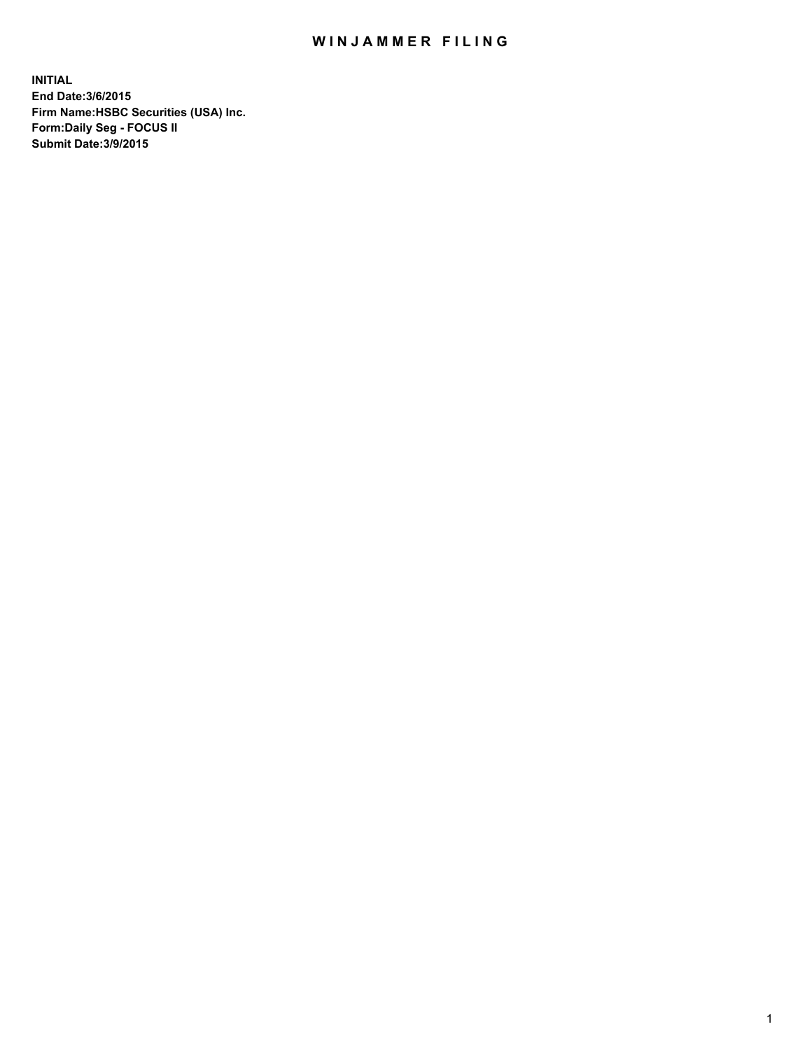# WINJAMMER FILING

**INITIAL**
**End Date:3/6/2015**
**Firm Name:HSBC Securities (USA) Inc.**
**Form:Daily Seg - FOCUS II**
**Submit Date:3/9/2015**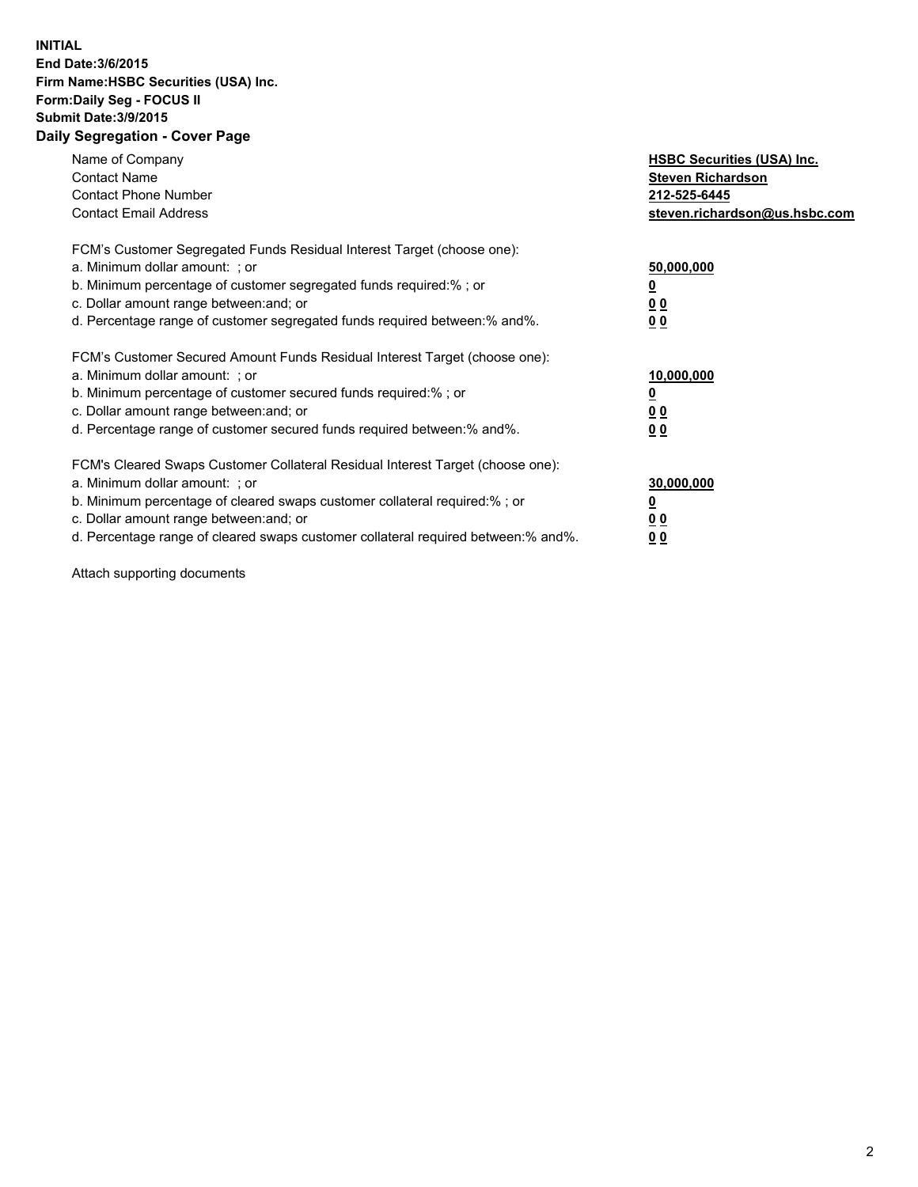**INITIAL**
**End Date:3/6/2015**
**Firm Name:HSBC Securities (USA) Inc.**
**Form:Daily Seg - FOCUS II**
**Submit Date:3/9/2015**

## Daily Segregation - Cover Page

| | |
|---|---|
| Name of Company | **HSBC Securities (USA) Inc.** |
| Contact Name | **Steven Richardson** |
| Contact Phone Number | **212-525-6445** |
| Contact Email Address | **steven.richardson@us.hsbc.com** |

| | |
|---|---|
| FCM's Customer Segregated Funds Residual Interest Target (choose one): | |
| a. Minimum dollar amount: ; or | **50,000,000** |
| b. Minimum percentage of customer segregated funds required:% ; or | **0** |
| c. Dollar amount range between:and; or | **0 0** |
| d. Percentage range of customer segregated funds required between:% and%. | **0 0** |

| | |
|---|---|
| FCM's Customer Secured Amount Funds Residual Interest Target (choose one): | |
| a. Minimum dollar amount: ; or | **10,000,000** |
| b. Minimum percentage of customer secured funds required:% ; or | **0** |
| c. Dollar amount range between:and; or | **0 0** |
| d. Percentage range of customer secured funds required between:% and%. | **0 0** |

| | |
|---|---|
| FCM's Cleared Swaps Customer Collateral Residual Interest Target (choose one): | |
| a. Minimum dollar amount: ; or | **30,000,000** |
| b. Minimum percentage of cleared swaps customer collateral required:% ; or | **0** |
| c. Dollar amount range between:and; or | **0 0** |
| d. Percentage range of cleared swaps customer collateral required between:% and%. | **0 0** |

Attach supporting documents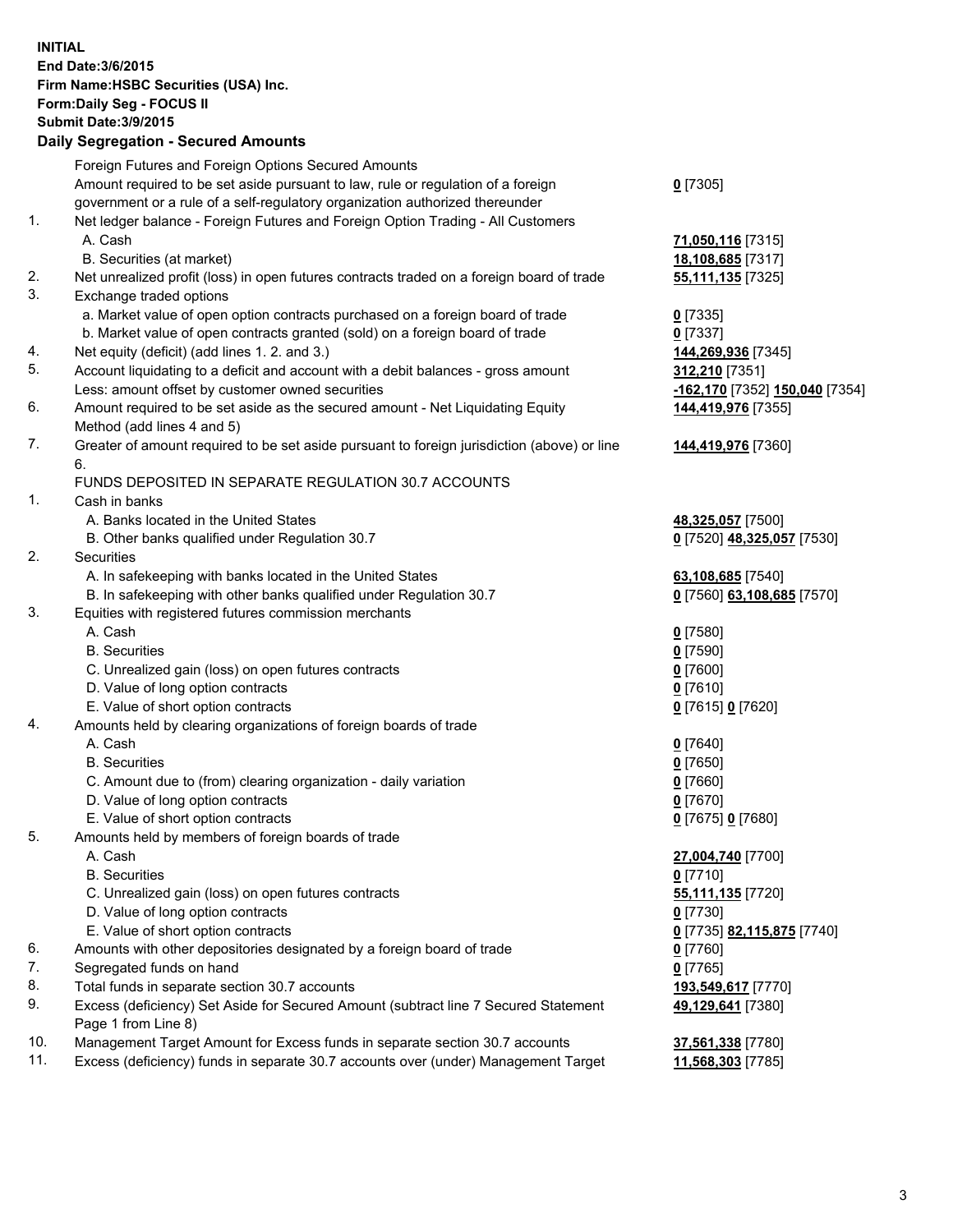**INITIAL**
**End Date:3/6/2015**
**Firm Name:HSBC Securities (USA) Inc.**
**Form:Daily Seg - FOCUS II**
**Submit Date:3/9/2015**

**Daily Segregation - Secured Amounts**

| | | |
|---|---|---|
| | Foreign Futures and Foreign Options Secured Amounts | |
| | Amount required to be set aside pursuant to law, rule or regulation of a foreign government or a rule of a self-regulatory organization authorized thereunder | **0** [7305] |
| 1. | Net ledger balance - Foreign Futures and Foreign Option Trading - All Customers | |
| | A. Cash | **71,050,116** [7315] |
| | B. Securities (at market) | **18,108,685** [7317] |
| 2. | Net unrealized profit (loss) in open futures contracts traded on a foreign board of trade | **55,111,135** [7325] |
| 3. | Exchange traded options | |
| | a. Market value of open option contracts purchased on a foreign board of trade | **0** [7335] |
| | b. Market value of open contracts granted (sold) on a foreign board of trade | **0** [7337] |
| 4. | Net equity (deficit) (add lines 1. 2. and 3.) | **144,269,936** [7345] |
| 5. | Account liquidating to a deficit and account with a debit balances - gross amount | **312,210** [7351] |
| | Less: amount offset by customer owned securities | **-162,170** [7352] **150,040** [7354] |
| 6. | Amount required to be set aside as the secured amount - Net Liquidating Equity Method (add lines 4 and 5) | **144,419,976** [7355] |
| 7. | Greater of amount required to be set aside pursuant to foreign jurisdiction (above) or line 6. | **144,419,976** [7360] |
| | FUNDS DEPOSITED IN SEPARATE REGULATION 30.7 ACCOUNTS | |
| 1. | Cash in banks | |
| | A. Banks located in the United States | **48,325,057** [7500] |
| | B. Other banks qualified under Regulation 30.7 | **0** [7520] **48,325,057** [7530] |
| 2. | Securities | |
| | A. In safekeeping with banks located in the United States | **63,108,685** [7540] |
| | B. In safekeeping with other banks qualified under Regulation 30.7 | **0** [7560] **63,108,685** [7570] |
| 3. | Equities with registered futures commission merchants | |
| | A. Cash | **0** [7580] |
| | B. Securities | **0** [7590] |
| | C. Unrealized gain (loss) on open futures contracts | **0** [7600] |
| | D. Value of long option contracts | **0** [7610] |
| | E. Value of short option contracts | **0** [7615] **0** [7620] |
| 4. | Amounts held by clearing organizations of foreign boards of trade | |
| | A. Cash | **0** [7640] |
| | B. Securities | **0** [7650] |
| | C. Amount due to (from) clearing organization - daily variation | **0** [7660] |
| | D. Value of long option contracts | **0** [7670] |
| | E. Value of short option contracts | **0** [7675] **0** [7680] |
| 5. | Amounts held by members of foreign boards of trade | |
| | A. Cash | **27,004,740** [7700] |
| | B. Securities | **0** [7710] |
| | C. Unrealized gain (loss) on open futures contracts | **55,111,135** [7720] |
| | D. Value of long option contracts | **0** [7730] |
| | E. Value of short option contracts | **0** [7735] **82,115,875** [7740] |
| 6. | Amounts with other depositories designated by a foreign board of trade | **0** [7760] |
| 7. | Segregated funds on hand | **0** [7765] |
| 8. | Total funds in separate section 30.7 accounts | **193,549,617** [7770] |
| 9. | Excess (deficiency) Set Aside for Secured Amount (subtract line 7 Secured Statement Page 1 from Line 8) | **49,129,641** [7380] |
| 10. | Management Target Amount for Excess funds in separate section 30.7 accounts | **37,561,338** [7780] |
| 11. | Excess (deficiency) funds in separate 30.7 accounts over (under) Management Target | **11,568,303** [7785] |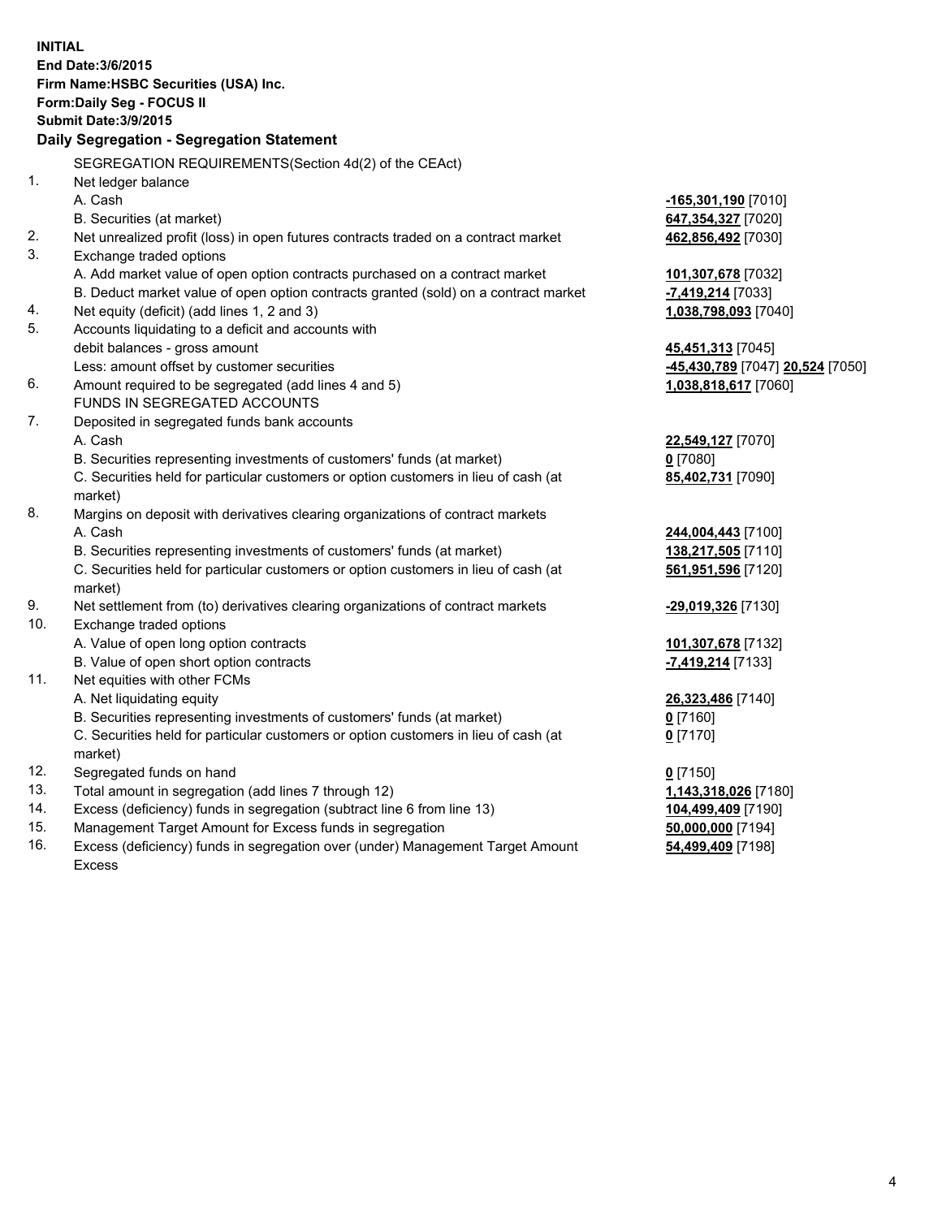**INITIAL**
**End Date:3/6/2015**
**Firm Name:HSBC Securities (USA) Inc.**
**Form:Daily Seg - FOCUS II**
**Submit Date:3/9/2015**

**Daily Segregation - Segregation Statement**

SEGREGATION REQUIREMENTS(Section 4d(2) of the CEAct)

| | | |
|---|---|---|
| 1. | Net ledger balance | |
| | A. Cash | **-165,301,190** [7010] |
| | B. Securities (at market) | **647,354,327** [7020] |
| 2. | Net unrealized profit (loss) in open futures contracts traded on a contract market | **462,856,492** [7030] |
| 3. | Exchange traded options | |
| | A. Add market value of open option contracts purchased on a contract market | **101,307,678** [7032] |
| | B. Deduct market value of open option contracts granted (sold) on a contract market | **-7,419,214** [7033] |
| 4. | Net equity (deficit) (add lines 1, 2 and 3) | **1,038,798,093** [7040] |
| 5. | Accounts liquidating to a deficit and accounts with debit balances - gross amount | **45,451,313** [7045] |
| | Less: amount offset by customer securities | **-45,430,789** [7047] **20,524** [7050] |
| 6. | Amount required to be segregated (add lines 4 and 5) | **1,038,818,617** [7060] |
| | FUNDS IN SEGREGATED ACCOUNTS | |
| 7. | Deposited in segregated funds bank accounts | |
| | A. Cash | **22,549,127** [7070] |
| | B. Securities representing investments of customers' funds (at market) | **0** [7080] |
| | C. Securities held for particular customers or option customers in lieu of cash (at market) | **85,402,731** [7090] |
| 8. | Margins on deposit with derivatives clearing organizations of contract markets | |
| | A. Cash | **244,004,443** [7100] |
| | B. Securities representing investments of customers' funds (at market) | **138,217,505** [7110] |
| | C. Securities held for particular customers or option customers in lieu of cash (at market) | **561,951,596** [7120] |
| 9. | Net settlement from (to) derivatives clearing organizations of contract markets | **-29,019,326** [7130] |
| 10. | Exchange traded options | |
| | A. Value of open long option contracts | **101,307,678** [7132] |
| | B. Value of open short option contracts | **-7,419,214** [7133] |
| 11. | Net equities with other FCMs | |
| | A. Net liquidating equity | **26,323,486** [7140] |
| | B. Securities representing investments of customers' funds (at market) | **0** [7160] |
| | C. Securities held for particular customers or option customers in lieu of cash (at market) | **0** [7170] |
| 12. | Segregated funds on hand | **0** [7150] |
| 13. | Total amount in segregation (add lines 7 through 12) | **1,143,318,026** [7180] |
| 14. | Excess (deficiency) funds in segregation (subtract line 6 from line 13) | **104,499,409** [7190] |
| 15. | Management Target Amount for Excess funds in segregation | **50,000,000** [7194] |
| 16. | Excess (deficiency) funds in segregation over (under) Management Target Amount Excess | **54,499,409** [7198] |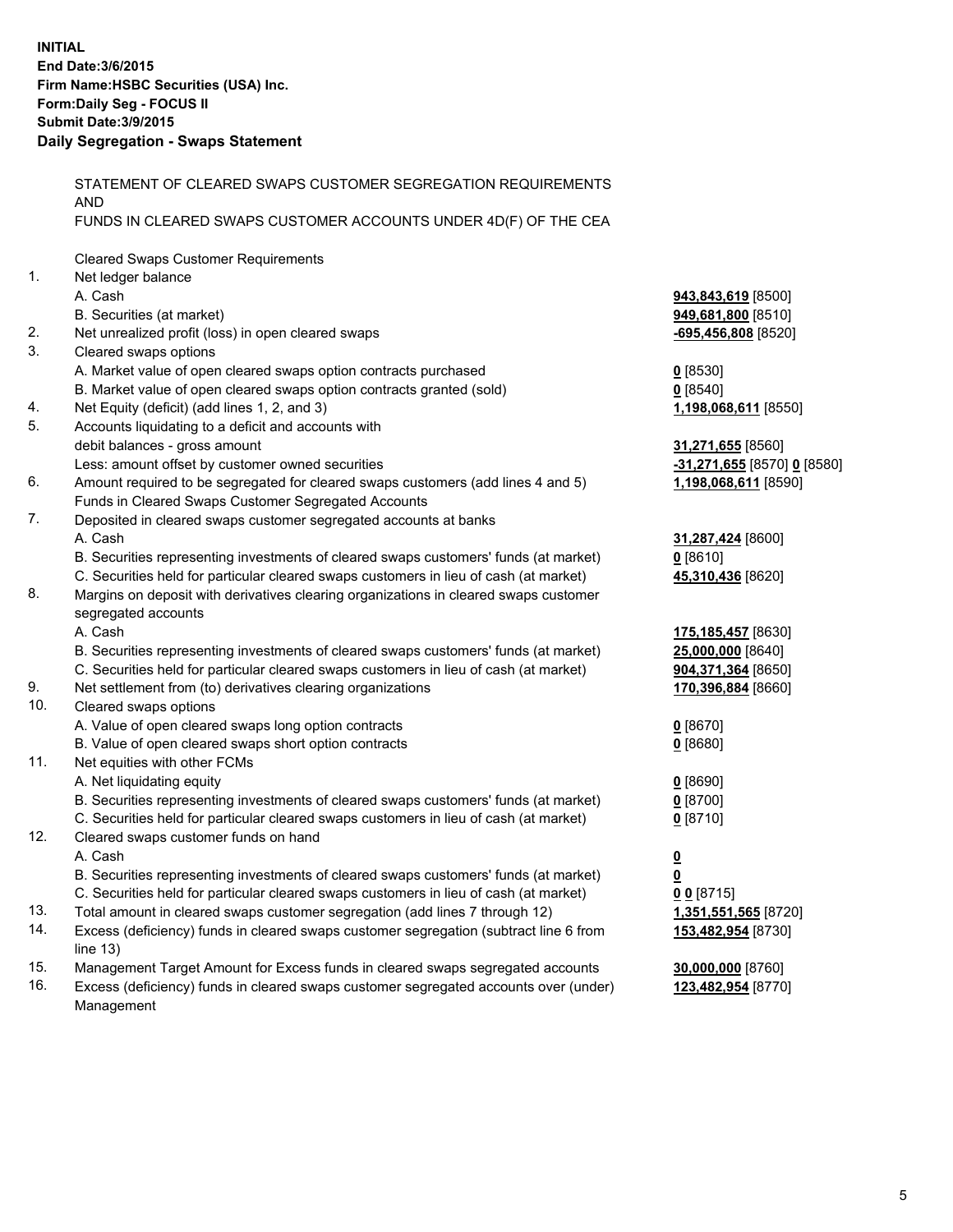**INITIAL**
**End Date:3/6/2015**
**Firm Name:HSBC Securities (USA) Inc.**
**Form:Daily Seg - FOCUS II**
**Submit Date:3/9/2015**
**Daily Segregation - Swaps Statement**

STATEMENT OF CLEARED SWAPS CUSTOMER SEGREGATION REQUIREMENTS AND FUNDS IN CLEARED SWAPS CUSTOMER ACCOUNTS UNDER 4D(F) OF THE CEA

| | | |
|---|---|---|
| | Cleared Swaps Customer Requirements | |
| 1. | Net ledger balance | |
| | A. Cash | **943,843,619** [8500] |
| | B. Securities (at market) | **949,681,800** [8510] |
| 2. | Net unrealized profit (loss) in open cleared swaps | **-695,456,808** [8520] |
| 3. | Cleared swaps options | |
| | A. Market value of open cleared swaps option contracts purchased | **0** [8530] |
| | B. Market value of open cleared swaps option contracts granted (sold) | **0** [8540] |
| 4. | Net Equity (deficit) (add lines 1, 2, and 3) | **1,198,068,611** [8550] |
| 5. | Accounts liquidating to a deficit and accounts with debit balances - gross amount | **31,271,655** [8560] |
| | Less: amount offset by customer owned securities | **-31,271,655** [8570] **0** [8580] |
| 6. | Amount required to be segregated for cleared swaps customers (add lines 4 and 5) | **1,198,068,611** [8590] |
| | Funds in Cleared Swaps Customer Segregated Accounts | |
| 7. | Deposited in cleared swaps customer segregated accounts at banks | |
| | A. Cash | **31,287,424** [8600] |
| | B. Securities representing investments of cleared swaps customers' funds (at market) | **0** [8610] |
| | C. Securities held for particular cleared swaps customers in lieu of cash (at market) | **45,310,436** [8620] |
| 8. | Margins on deposit with derivatives clearing organizations in cleared swaps customer segregated accounts | |
| | A. Cash | **175,185,457** [8630] |
| | B. Securities representing investments of cleared swaps customers' funds (at market) | **25,000,000** [8640] |
| | C. Securities held for particular cleared swaps customers in lieu of cash (at market) | **904,371,364** [8650] |
| 9. | Net settlement from (to) derivatives clearing organizations | **170,396,884** [8660] |
| 10. | Cleared swaps options | |
| | A. Value of open cleared swaps long option contracts | **0** [8670] |
| | B. Value of open cleared swaps short option contracts | **0** [8680] |
| 11. | Net equities with other FCMs | |
| | A. Net liquidating equity | **0** [8690] |
| | B. Securities representing investments of cleared swaps customers' funds (at market) | **0** [8700] |
| | C. Securities held for particular cleared swaps customers in lieu of cash (at market) | **0** [8710] |
| 12. | Cleared swaps customer funds on hand | |
| | A. Cash | **0** |
| | B. Securities representing investments of cleared swaps customers' funds (at market) | **0** |
| | C. Securities held for particular cleared swaps customers in lieu of cash (at market) | **0** **0** [8715] |
| 13. | Total amount in cleared swaps customer segregation (add lines 7 through 12) | **1,351,551,565** [8720] |
| 14. | Excess (deficiency) funds in cleared swaps customer segregation (subtract line 6 from line 13) | **153,482,954** [8730] |
| 15. | Management Target Amount for Excess funds in cleared swaps segregated accounts | **30,000,000** [8760] |
| 16. | Excess (deficiency) funds in cleared swaps customer segregated accounts over (under) Management | **123,482,954** [8770] |